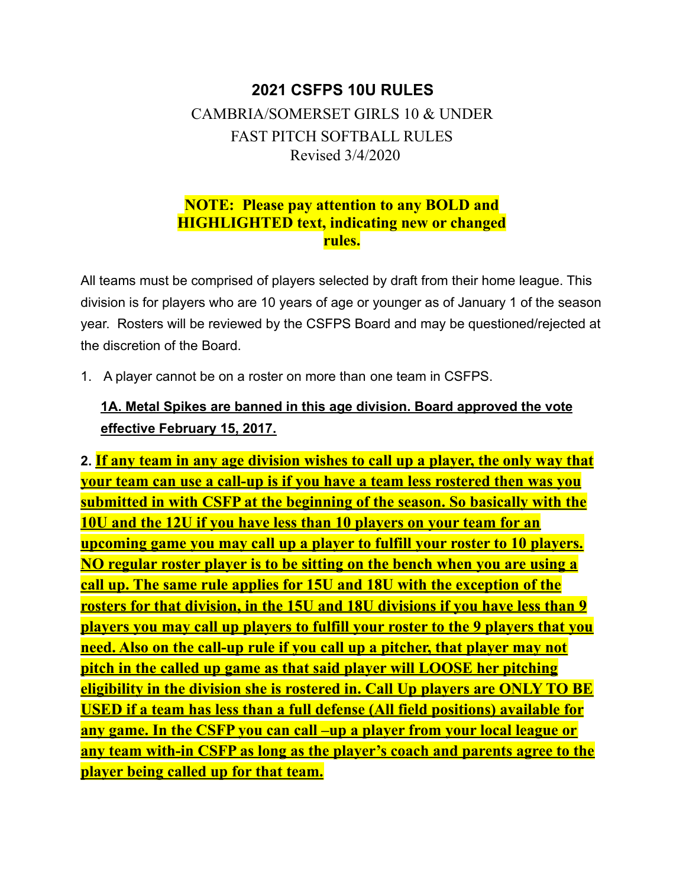# 2021 CSFPS 10U RULES

CAMBRIA/SOMERSET GIRLS 10 & UNDER

FAST PITCH SOFTBALL RULES

Revised 3/4/2020

**NOTE: Please pay attention to any BOLD and HIGHLIGHTED text, indicating new or changed rules.**

All teams must be comprised of players selected by draft from their home league. This division is for players who are 10 years of age or younger as of January 1 of the season year. Rosters will be reviewed by the CSFPS Board and may be questioned/rejected at the discretion of the Board.

1. A player cannot be on a roster on more than one team in CSFPS.

   **1A. Metal Spikes are banned in this age division. Board approved the vote effective February 15, 2017.**

**2. If any team in any age division wishes to call up a player, the only way that your team can use a call-up is if you have a team less rostered then was you submitted in with CSFP at the beginning of the season. So basically with the 10U and the 12U if you have less than 10 players on your team for an upcoming game you may call up a player to fulfill your roster to 10 players. NO regular roster player is to be sitting on the bench when you are using a call up. The same rule applies for 15U and 18U with the exception of the rosters for that division, in the 15U and 18U divisions if you have less than 9 players you may call up players to fulfill your roster to the 9 players that you need. Also on the call-up rule if you call up a pitcher, that player may not pitch in the called up game as that said player will LOOSE her pitching eligibility in the division she is rostered in. Call Up players are ONLY TO BE USED if a team has less than a full defense (All field positions) available for any game. In the CSFP you can call –up a player from your local league or any team with-in CSFP as long as the player's coach and parents agree to the player being called up for that team.**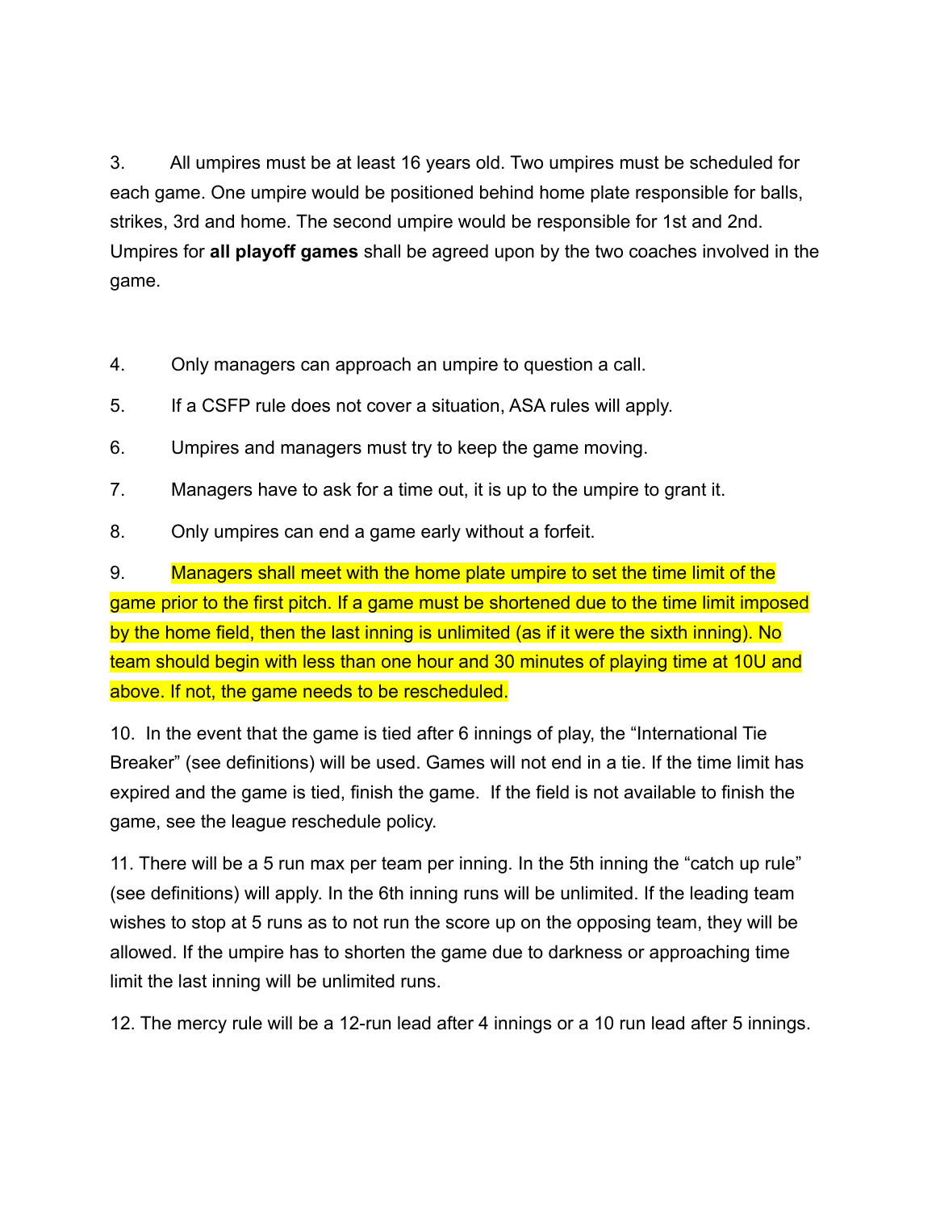3. All umpires must be at least 16 years old. Two umpires must be scheduled for each game. One umpire would be positioned behind home plate responsible for balls, strikes, 3rd and home. The second umpire would be responsible for 1st and 2nd. Umpires for **all playoff games** shall be agreed upon by the two coaches involved in the game.

4. Only managers can approach an umpire to question a call.

5. If a CSFP rule does not cover a situation, ASA rules will apply.

6. Umpires and managers must try to keep the game moving.

7. Managers have to ask for a time out, it is up to the umpire to grant it.

8. Only umpires can end a game early without a forfeit.

9. Managers shall meet with the home plate umpire to set the time limit of the game prior to the first pitch. If a game must be shortened due to the time limit imposed by the home field, then the last inning is unlimited (as if it were the sixth inning). No team should begin with less than one hour and 30 minutes of playing time at 10U and above. If not, the game needs to be rescheduled.

10. In the event that the game is tied after 6 innings of play, the "International Tie Breaker" (see definitions) will be used. Games will not end in a tie. If the time limit has expired and the game is tied, finish the game. If the field is not available to finish the game, see the league reschedule policy.

11. There will be a 5 run max per team per inning. In the 5th inning the "catch up rule" (see definitions) will apply. In the 6th inning runs will be unlimited. If the leading team wishes to stop at 5 runs as to not run the score up on the opposing team, they will be allowed. If the umpire has to shorten the game due to darkness or approaching time limit the last inning will be unlimited runs.

12. The mercy rule will be a 12-run lead after 4 innings or a 10 run lead after 5 innings.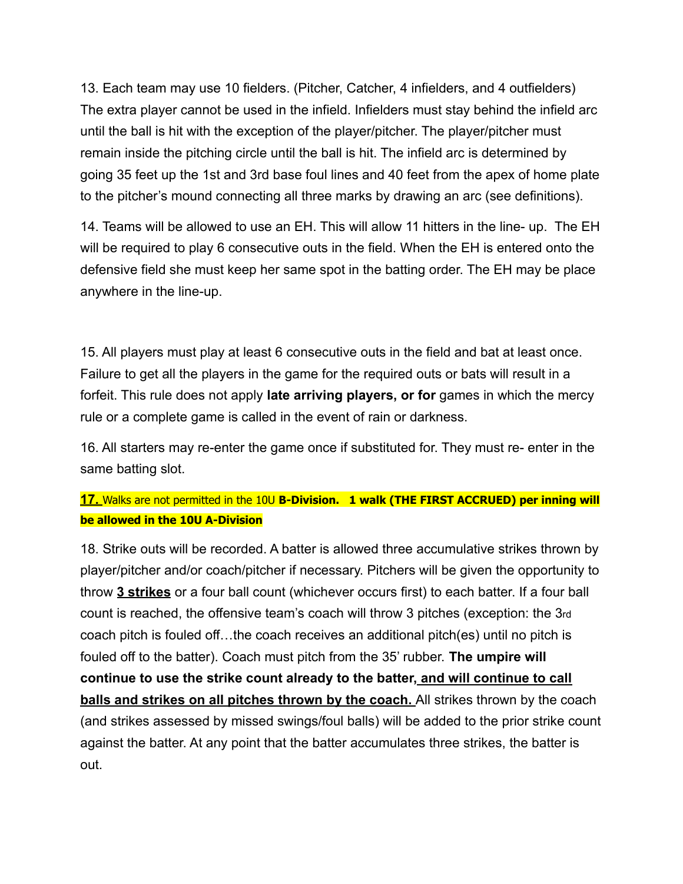13. Each team may use 10 fielders. (Pitcher, Catcher, 4 infielders, and 4 outfielders) The extra player cannot be used in the infield. Infielders must stay behind the infield arc until the ball is hit with the exception of the player/pitcher. The player/pitcher must remain inside the pitching circle until the ball is hit. The infield arc is determined by going 35 feet up the 1st and 3rd base foul lines and 40 feet from the apex of home plate to the pitcher's mound connecting all three marks by drawing an arc (see definitions).

14. Teams will be allowed to use an EH. This will allow 11 hitters in the line- up. The EH will be required to play 6 consecutive outs in the field. When the EH is entered onto the defensive field she must keep her same spot in the batting order. The EH may be place anywhere in the line-up.

15. All players must play at least 6 consecutive outs in the field and bat at least once. Failure to get all the players in the game for the required outs or bats will result in a forfeit. This rule does not apply **late arriving players, or for** games in which the mercy rule or a complete game is called in the event of rain or darkness.

16. All starters may re-enter the game once if substituted for. They must re- enter in the same batting slot.

**17.** Walks are not permitted in the 10U **B-Division. 1 walk (THE FIRST ACCRUED) per inning will be allowed in the 10U A-Division**

18. Strike outs will be recorded. A batter is allowed three accumulative strikes thrown by player/pitcher and/or coach/pitcher if necessary. Pitchers will be given the opportunity to throw **3 strikes** or a four ball count (whichever occurs first) to each batter. If a four ball count is reached, the offensive team's coach will throw 3 pitches (exception: the 3rd coach pitch is fouled off…the coach receives an additional pitch(es) until no pitch is fouled off to the batter). Coach must pitch from the 35' rubber. **The umpire will continue to use the strike count already to the batter, and will continue to call balls and strikes on all pitches thrown by the coach.** All strikes thrown by the coach (and strikes assessed by missed swings/foul balls) will be added to the prior strike count against the batter. At any point that the batter accumulates three strikes, the batter is out.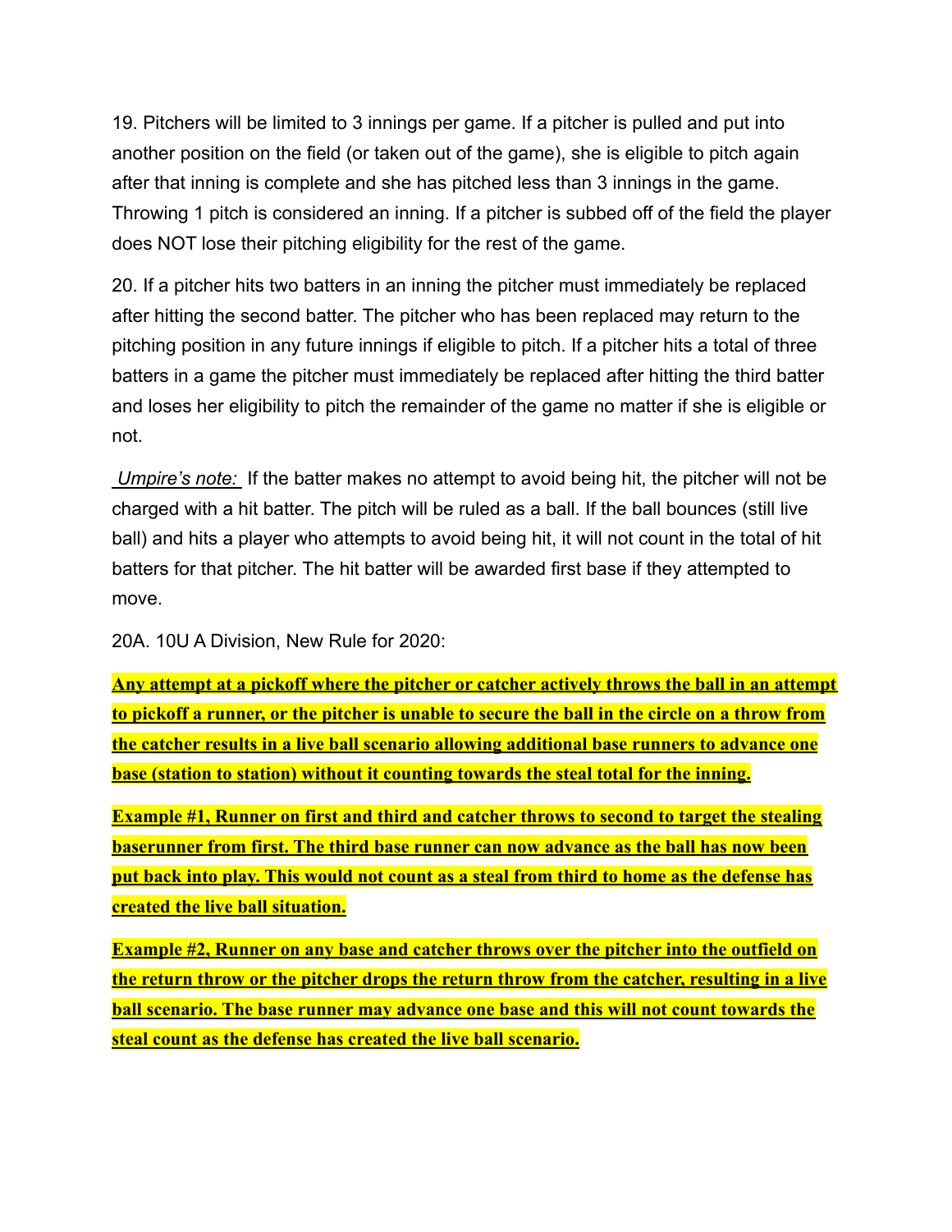19. Pitchers will be limited to 3 innings per game. If a pitcher is pulled and put into another position on the field (or taken out of the game), she is eligible to pitch again after that inning is complete and she has pitched less than 3 innings in the game. Throwing 1 pitch is considered an inning. If a pitcher is subbed off of the field the player does NOT lose their pitching eligibility for the rest of the game.

20. If a pitcher hits two batters in an inning the pitcher must immediately be replaced after hitting the second batter. The pitcher who has been replaced may return to the pitching position in any future innings if eligible to pitch. If a pitcher hits a total of three batters in a game the pitcher must immediately be replaced after hitting the third batter and loses her eligibility to pitch the remainder of the game no matter if she is eligible or not.

*Umpire's note:* If the batter makes no attempt to avoid being hit, the pitcher will not be charged with a hit batter. The pitch will be ruled as a ball. If the ball bounces (still live ball) and hits a player who attempts to avoid being hit, it will not count in the total of hit batters for that pitcher. The hit batter will be awarded first base if they attempted to move.

20A. 10U A Division, New Rule for 2020:

**Any attempt at a pickoff where the pitcher or catcher actively throws the ball in an attempt to pickoff a runner, or the pitcher is unable to secure the ball in the circle on a throw from the catcher results in a live ball scenario allowing additional base runners to advance one base (station to station) without it counting towards the steal total for the inning.**

**Example #1, Runner on first and third and catcher throws to second to target the stealing baserunner from first. The third base runner can now advance as the ball has now been put back into play. This would not count as a steal from third to home as the defense has created the live ball situation.**

**Example #2, Runner on any base and catcher throws over the pitcher into the outfield on the return throw or the pitcher drops the return throw from the catcher, resulting in a live ball scenario. The base runner may advance one base and this will not count towards the steal count as the defense has created the live ball scenario.**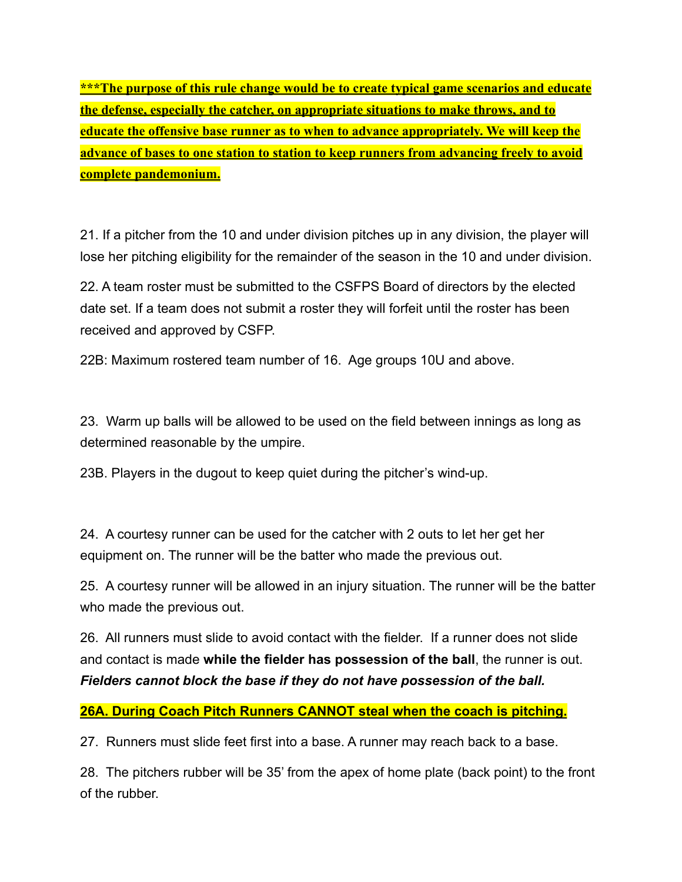***__The purpose of this rule change would be to create typical game scenarios and educate the defense, especially the catcher, on appropriate situations to make throws, and to educate the offensive base runner as to when to advance appropriately. We will keep the advance of bases to one station to station to keep runners from advancing freely to avoid complete pandemonium.__**

21. If a pitcher from the 10 and under division pitches up in any division, the player will lose her pitching eligibility for the remainder of the season in the 10 and under division.

22. A team roster must be submitted to the CSFPS Board of directors by the elected date set. If a team does not submit a roster they will forfeit until the roster has been received and approved by CSFP.

22B: Maximum rostered team number of 16. Age groups 10U and above.

23. Warm up balls will be allowed to be used on the field between innings as long as determined reasonable by the umpire.

23B. Players in the dugout to keep quiet during the pitcher's wind-up.

24. A courtesy runner can be used for the catcher with 2 outs to let her get her equipment on. The runner will be the batter who made the previous out.

25. A courtesy runner will be allowed in an injury situation. The runner will be the batter who made the previous out.

26. All runners must slide to avoid contact with the fielder. If a runner does not slide and contact is made **while the fielder has possession of the ball**, the runner is out. ***Fielders cannot block the base if they do not have possession of the ball.***

**__26A. During Coach Pitch Runners CANNOT steal when the coach is pitching.__**

27. Runners must slide feet first into a base. A runner may reach back to a base.

28. The pitchers rubber will be 35' from the apex of home plate (back point) to the front of the rubber.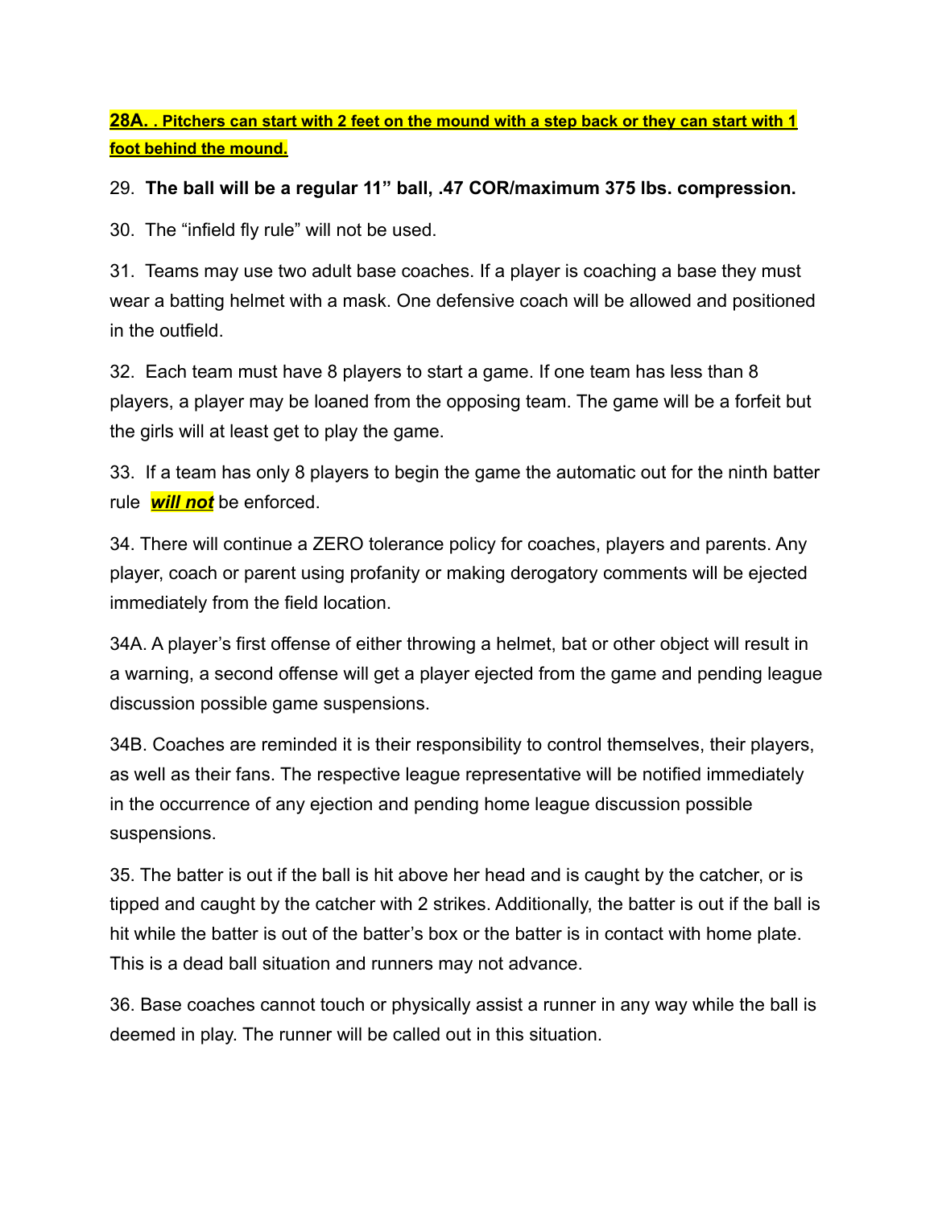**28A. . Pitchers can start with 2 feet on the mound with a step back or they can start with 1 foot behind the mound.**

29. **The ball will be a regular 11" ball, .47 COR/maximum 375 lbs. compression.**

30. The "infield fly rule" will not be used.

31. Teams may use two adult base coaches. If a player is coaching a base they must wear a batting helmet with a mask. One defensive coach will be allowed and positioned in the outfield.

32. Each team must have 8 players to start a game. If one team has less than 8 players, a player may be loaned from the opposing team. The game will be a forfeit but the girls will at least get to play the game.

33. If a team has only 8 players to begin the game the automatic out for the ninth batter rule ***will not*** be enforced.

34. There will continue a ZERO tolerance policy for coaches, players and parents. Any player, coach or parent using profanity or making derogatory comments will be ejected immediately from the field location.

34A. A player's first offense of either throwing a helmet, bat or other object will result in a warning, a second offense will get a player ejected from the game and pending league discussion possible game suspensions.

34B. Coaches are reminded it is their responsibility to control themselves, their players, as well as their fans. The respective league representative will be notified immediately in the occurrence of any ejection and pending home league discussion possible suspensions.

35. The batter is out if the ball is hit above her head and is caught by the catcher, or is tipped and caught by the catcher with 2 strikes. Additionally, the batter is out if the ball is hit while the batter is out of the batter's box or the batter is in contact with home plate. This is a dead ball situation and runners may not advance.

36. Base coaches cannot touch or physically assist a runner in any way while the ball is deemed in play. The runner will be called out in this situation.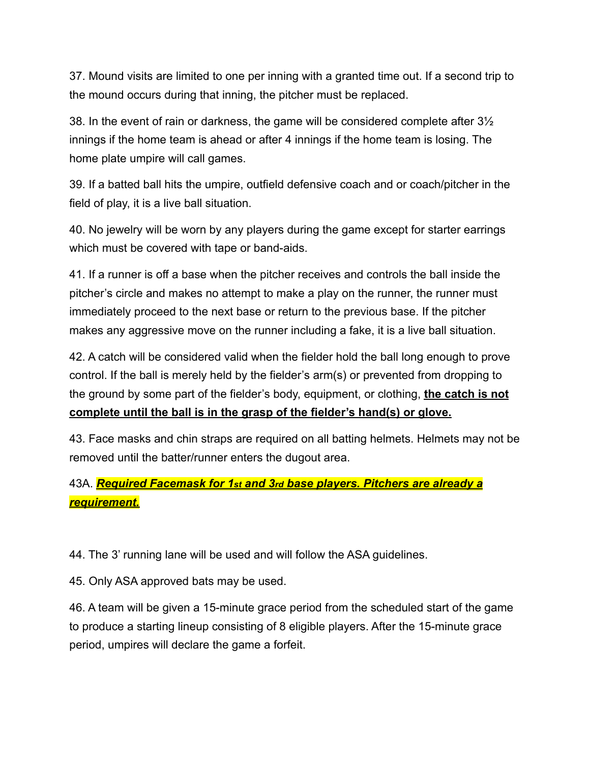37. Mound visits are limited to one per inning with a granted time out. If a second trip to the mound occurs during that inning, the pitcher must be replaced.

38. In the event of rain or darkness, the game will be considered complete after 3½ innings if the home team is ahead or after 4 innings if the home team is losing. The home plate umpire will call games.

39. If a batted ball hits the umpire, outfield defensive coach and or coach/pitcher in the field of play, it is a live ball situation.

40. No jewelry will be worn by any players during the game except for starter earrings which must be covered with tape or band-aids.

41. If a runner is off a base when the pitcher receives and controls the ball inside the pitcher's circle and makes no attempt to make a play on the runner, the runner must immediately proceed to the next base or return to the previous base. If the pitcher makes any aggressive move on the runner including a fake, it is a live ball situation.

42. A catch will be considered valid when the fielder hold the ball long enough to prove control. If the ball is merely held by the fielder's arm(s) or prevented from dropping to the ground by some part of the fielder's body, equipment, or clothing, **the catch is not complete until the ball is in the grasp of the fielder's hand(s) or glove.**

43. Face masks and chin straps are required on all batting helmets. Helmets may not be removed until the batter/runner enters the dugout area.

43A. ***Required Facemask for 1st and 3rd base players. Pitchers are already a requirement.***

44. The 3' running lane will be used and will follow the ASA guidelines.

45. Only ASA approved bats may be used.

46. A team will be given a 15-minute grace period from the scheduled start of the game to produce a starting lineup consisting of 8 eligible players. After the 15-minute grace period, umpires will declare the game a forfeit.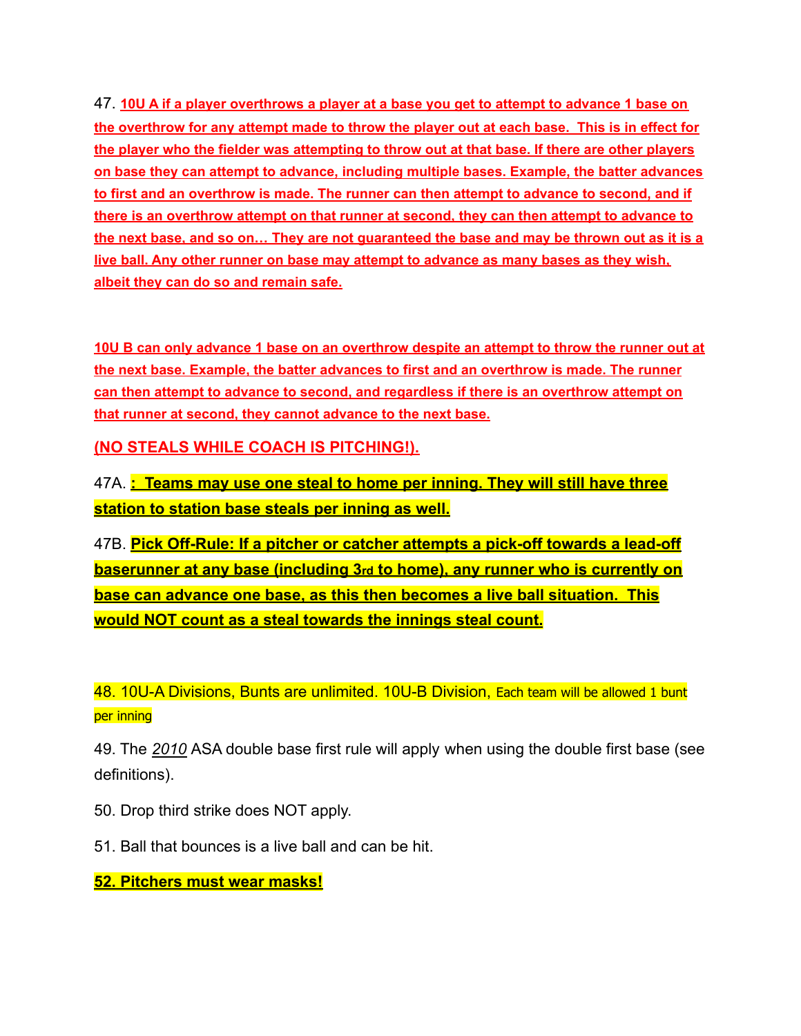47. **10U A if a player overthrows a player at a base you get to attempt to advance 1 base on the overthrow for any attempt made to throw the player out at each base. This is in effect for the player who the fielder was attempting to throw out at that base. If there are other players on base they can attempt to advance, including multiple bases. Example, the batter advances to first and an overthrow is made. The runner can then attempt to advance to second, and if there is an overthrow attempt on that runner at second, they can then attempt to advance to the next base, and so on… They are not guaranteed the base and may be thrown out as it is a live ball. Any other runner on base may attempt to advance as many bases as they wish, albeit they can do so and remain safe.**

**10U B can only advance 1 base on an overthrow despite an attempt to throw the runner out at the next base. Example, the batter advances to first and an overthrow is made. The runner can then attempt to advance to second, and regardless if there is an overthrow attempt on that runner at second, they cannot advance to the next base.**

**(NO STEALS WHILE COACH IS PITCHING!).**

47A. **: Teams may use one steal to home per inning. They will still have three station to station base steals per inning as well.**

47B. **Pick Off-Rule: If a pitcher or catcher attempts a pick-off towards a lead-off baserunner at any base (including 3rd to home), any runner who is currently on base can advance one base, as this then becomes a live ball situation. This would NOT count as a steal towards the innings steal count.**

48. 10U-A Divisions, Bunts are unlimited. 10U-B Division, Each team will be allowed 1 bunt per inning

49. The *2010* ASA double base first rule will apply when using the double first base (see definitions).

50. Drop third strike does NOT apply.

51. Ball that bounces is a live ball and can be hit.

**52. Pitchers must wear masks!**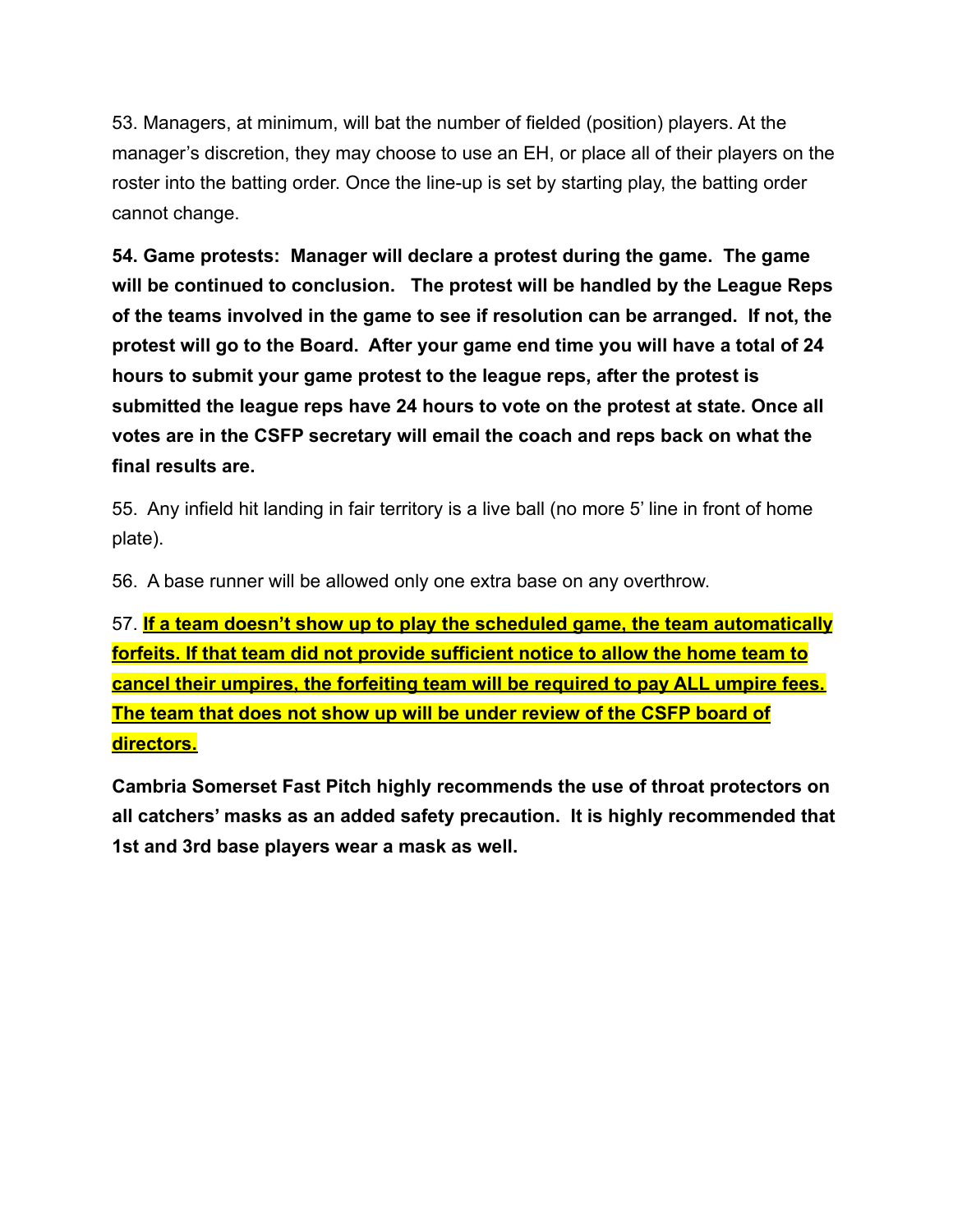53. Managers, at minimum, will bat the number of fielded (position) players. At the manager's discretion, they may choose to use an EH, or place all of their players on the roster into the batting order. Once the line-up is set by starting play, the batting order cannot change.

**54. Game protests: Manager will declare a protest during the game. The game will be continued to conclusion. The protest will be handled by the League Reps of the teams involved in the game to see if resolution can be arranged. If not, the protest will go to the Board. After your game end time you will have a total of 24 hours to submit your game protest to the league reps, after the protest is submitted the league reps have 24 hours to vote on the protest at state. Once all votes are in the CSFP secretary will email the coach and reps back on what the final results are.**

55. Any infield hit landing in fair territory is a live ball (no more 5' line in front of home plate).

56. A base runner will be allowed only one extra base on any overthrow.

57. **If a team doesn't show up to play the scheduled game, the team automatically forfeits. If that team did not provide sufficient notice to allow the home team to cancel their umpires, the forfeiting team will be required to pay ALL umpire fees. The team that does not show up will be under review of the CSFP board of directors.**

**Cambria Somerset Fast Pitch highly recommends the use of throat protectors on all catchers' masks as an added safety precaution. It is highly recommended that 1st and 3rd base players wear a mask as well.**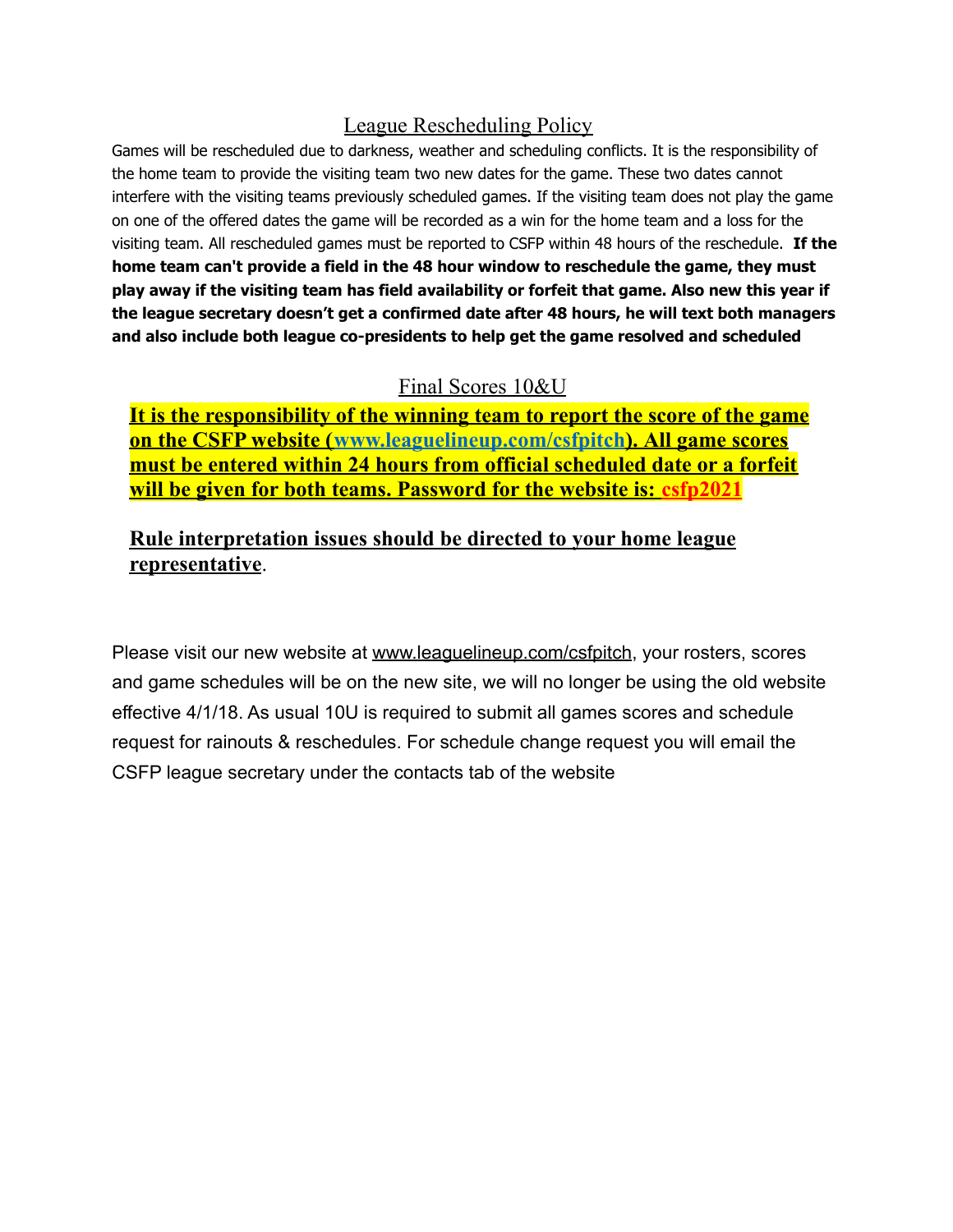## League Rescheduling Policy

Games will be rescheduled due to darkness, weather and scheduling conflicts. It is the responsibility of the home team to provide the visiting team two new dates for the game. These two dates cannot interfere with the visiting teams previously scheduled games. If the visiting team does not play the game on one of the offered dates the game will be recorded as a win for the home team and a loss for the visiting team. All rescheduled games must be reported to CSFP within 48 hours of the reschedule. **If the home team can't provide a field in the 48 hour window to reschedule the game, they must play away if the visiting team has field availability or forfeit that game. Also new this year if the league secretary doesn't get a confirmed date after 48 hours, he will text both managers and also include both league co-presidents to help get the game resolved and scheduled**

## Final Scores 10&U

**It is the responsibility of the winning team to report the score of the game on the CSFP website (www.leaguelineup.com/csfpitch). All game scores must be entered within 24 hours from official scheduled date or a forfeit will be given for both teams. Password for the website is: csfp2021**

**Rule interpretation issues should be directed to your home league representative**.

Please visit our new website at www.leaguelineup.com/csfpitch, your rosters, scores and game schedules will be on the new site, we will no longer be using the old website effective 4/1/18. As usual 10U is required to submit all games scores and schedule request for rainouts & reschedules. For schedule change request you will email the CSFP league secretary under the contacts tab of the website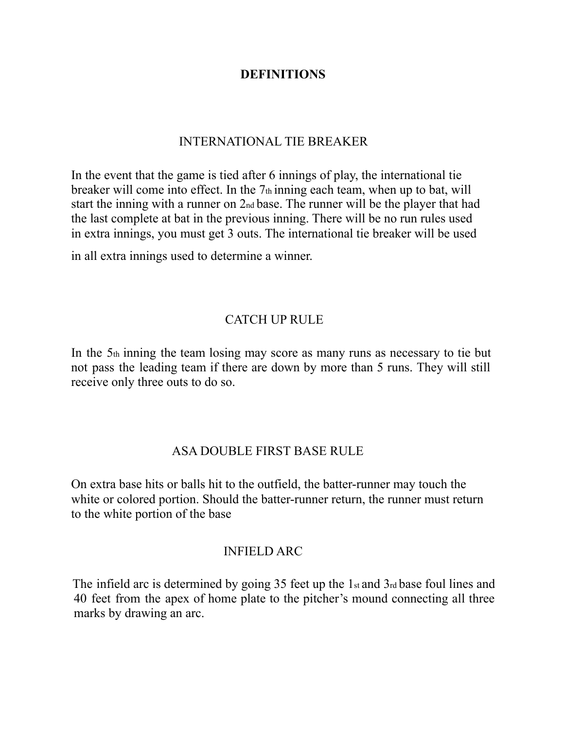# DEFINITIONS

## INTERNATIONAL TIE BREAKER

In the event that the game is tied after 6 innings of play, the international tie breaker will come into effect. In the 7th inning each team, when up to bat, will start the inning with a runner on 2nd base. The runner will be the player that had the last complete at bat in the previous inning. There will be no run rules used in extra innings, you must get 3 outs. The international tie breaker will be used in all extra innings used to determine a winner.

## CATCH UP RULE

In the 5th inning the team losing may score as many runs as necessary to tie but not pass the leading team if there are down by more than 5 runs. They will still receive only three outs to do so.

## ASA DOUBLE FIRST BASE RULE

On extra base hits or balls hit to the outfield, the batter-runner may touch the white or colored portion. Should the batter-runner return, the runner must return to the white portion of the base

## INFIELD ARC

The infield arc is determined by going 35 feet up the 1st and 3rd base foul lines and 40 feet from the apex of home plate to the pitcher's mound connecting all three marks by drawing an arc.